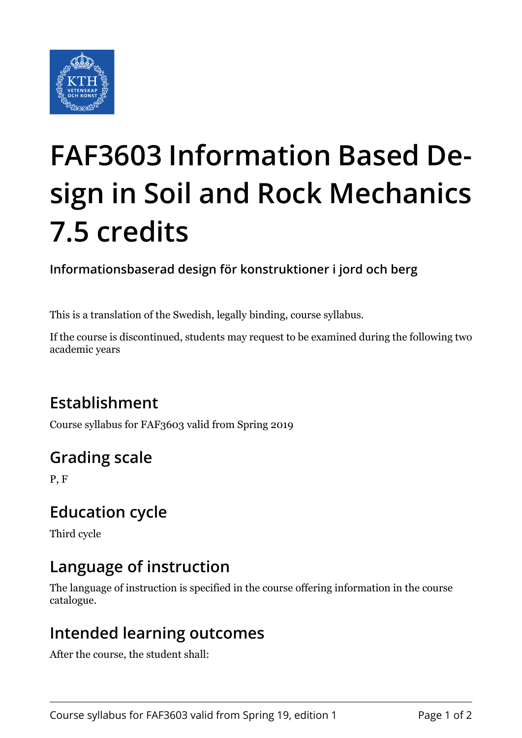# FAF3603 Information Based Design in Soil and Rock Mechanics 7.5 credits

### Informationsbaserad design för konstruktioner i jord och berg

This is a translation of the Swedish, legally binding, course syllabus.

If the course is discontinued, students may request to be examined during the following two academic years

## Establishment

Course syllabus for FAF3603 valid from Spring 2019

## Grading scale

P, F

## Education cycle

Third cycle

## Language of instruction

The language of instruction is specified in the course offering information in the course catalogue.

## Intended learning outcomes

After the course, the student shall: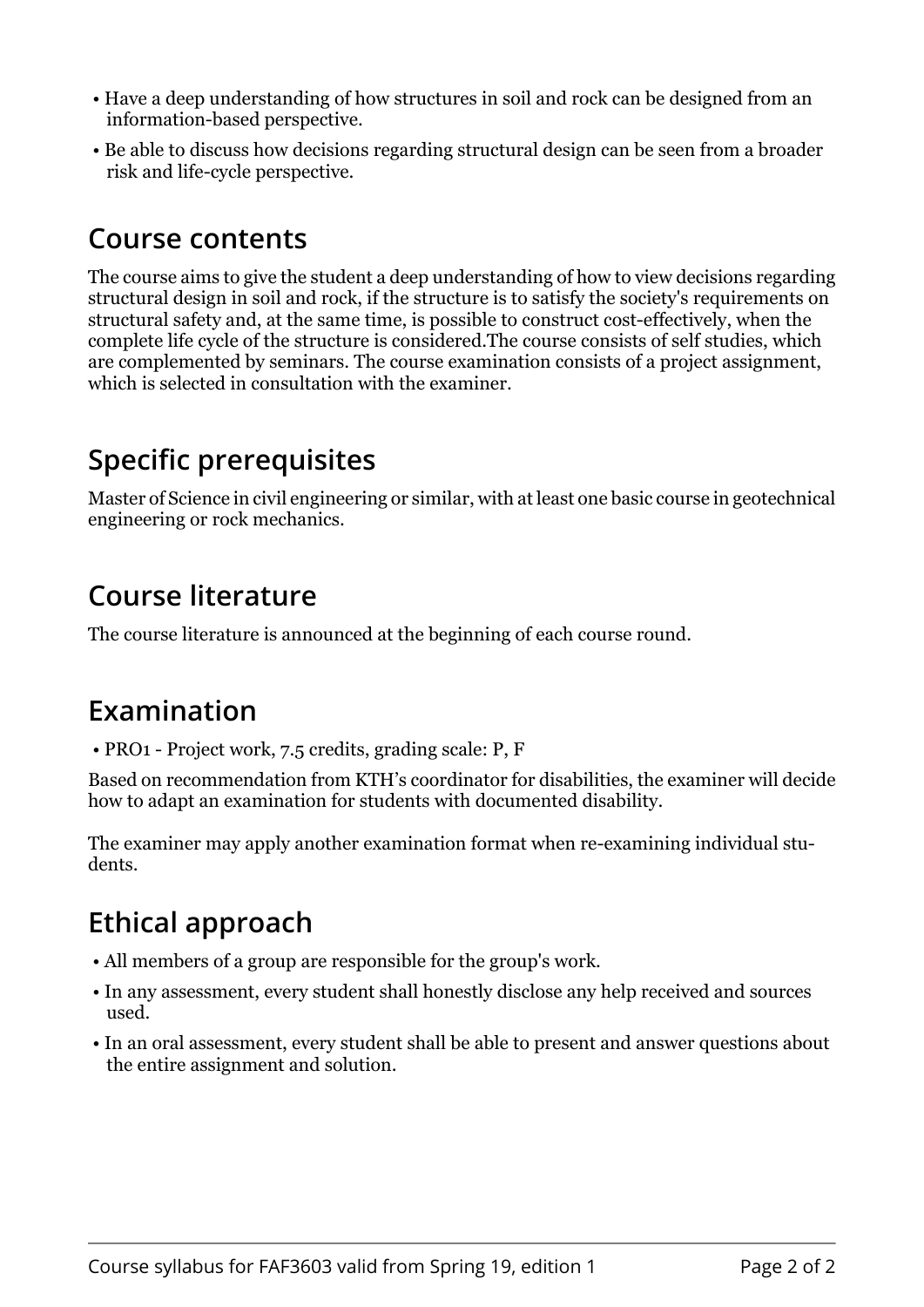- Have a deep understanding of how structures in soil and rock can be designed from an information-based perspective.
- Be able to discuss how decisions regarding structural design can be seen from a broader risk and life-cycle perspective.

## Course contents

The course aims to give the student a deep understanding of how to view decisions regarding structural design in soil and rock, if the structure is to satisfy the society's requirements on structural safety and, at the same time, is possible to construct cost-effectively, when the complete life cycle of the structure is considered.The course consists of self studies, which are complemented by seminars. The course examination consists of a project assignment, which is selected in consultation with the examiner.

## Specific prerequisites

Master of Science in civil engineering or similar, with at least one basic course in geotechnical engineering or rock mechanics.

## Course literature

The course literature is announced at the beginning of each course round.

## Examination

- PRO1 - Project work, 7.5 credits, grading scale: P, F

Based on recommendation from KTH's coordinator for disabilities, the examiner will decide how to adapt an examination for students with documented disability.

The examiner may apply another examination format when re-examining individual students.

## Ethical approach

- All members of a group are responsible for the group's work.
- In any assessment, every student shall honestly disclose any help received and sources used.
- In an oral assessment, every student shall be able to present and answer questions about the entire assignment and solution.